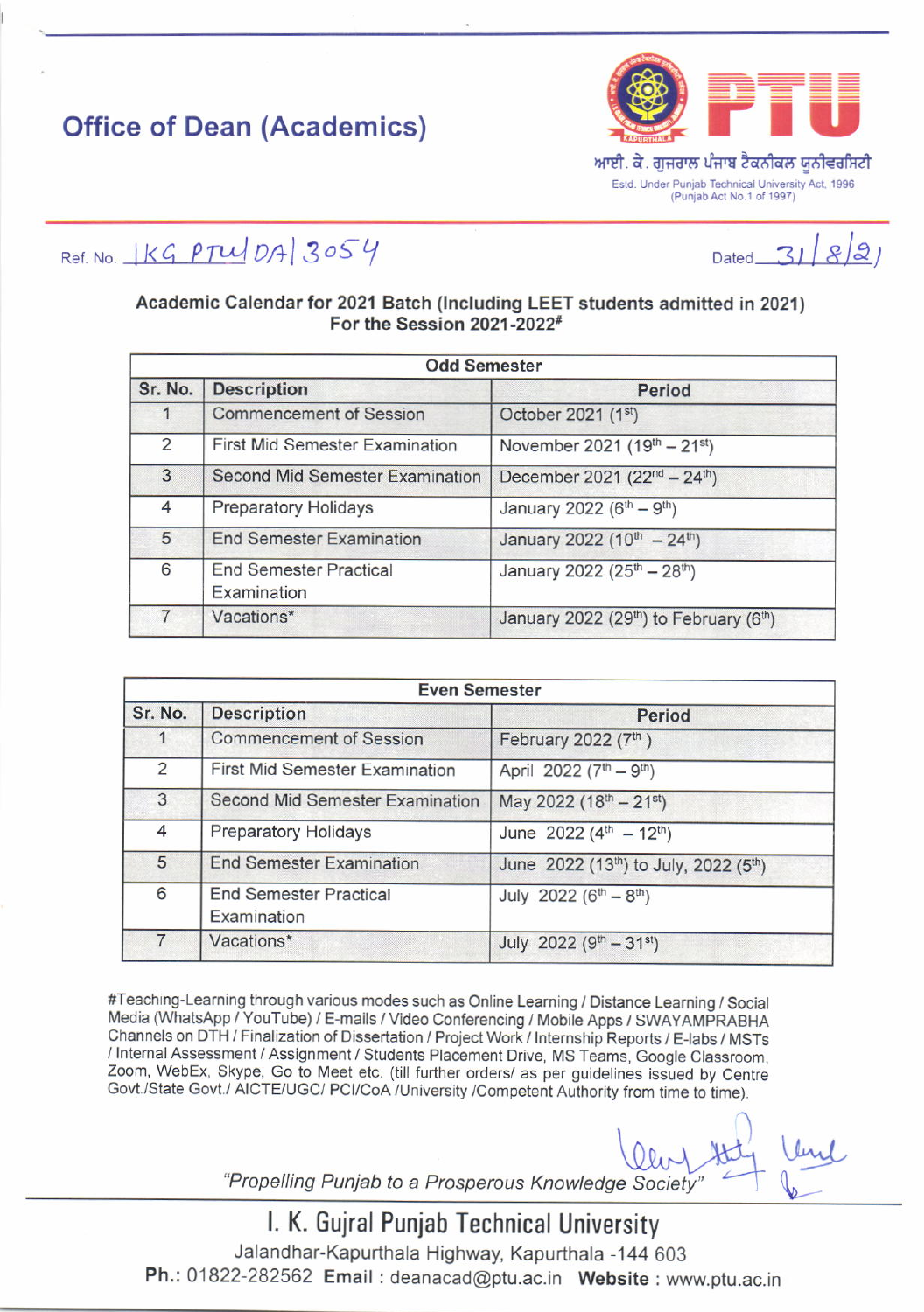# Office of Dean (Academics)

ਆਈ. ਕੇ. ਗੁਜਰਾਲ ਪੰਜਾਬ ਟੈਕਨੀਕਲ ਯੂਨੀਵਰਸਿਟੀ

Estd. Under Punjab Technical University Act, 1996 (Punjab Act No.1 of 1997)

Ref. No. IKG PTU/DA/3054 Dated 31/8/21

**Academic Calendar for 2021 Batch (Including LEET students admitted in 2021)**
**For the Session 2021-2022#**

| Odd Semester | | |
|---|---|---|
| **Sr. No.** | **Description** | **Period** |
| 1 | Commencement of Session | October 2021 (1st) |
| 2 | First Mid Semester Examination | November 2021 (19th – 21st) |
| 3 | Second Mid Semester Examination | December 2021 (22nd – 24th) |
| 4 | Preparatory Holidays | January 2022 (6th – 9th) |
| 5 | End Semester Examination | January 2022 (10th – 24th) |
| 6 | End Semester Practical Examination | January 2022 (25th – 28th) |
| 7 | Vacations* | January 2022 (29th) to February (6th) |

| Even Semester | | |
|---|---|---|
| **Sr. No.** | **Description** | **Period** |
| 1 | Commencement of Session | February 2022 (7th) |
| 2 | First Mid Semester Examination | April 2022 (7th – 9th) |
| 3 | Second Mid Semester Examination | May 2022 (18th – 21st) |
| 4 | Preparatory Holidays | June 2022 (4th – 12th) |
| 5 | End Semester Examination | June 2022 (13th) to July, 2022 (5th) |
| 6 | End Semester Practical Examination | July 2022 (6th – 8th) |
| 7 | Vacations* | July 2022 (9th – 31st) |

#Teaching-Learning through various modes such as Online Learning / Distance Learning / Social Media (WhatsApp / YouTube) / E-mails / Video Conferencing / Mobile Apps / SWAYAMPRABHA Channels on DTH / Finalization of Dissertation / Project Work / Internship Reports / E-labs / MSTs / Internal Assessment / Assignment / Students Placement Drive, MS Teams, Google Classroom, Zoom, WebEx, Skype, Go to Meet etc. (till further orders/ as per guidelines issued by Centre Govt./State Govt./ AICTE/UGC/ PCI/CoA /University /Competent Authority from time to time).

*"Propelling Punjab to a Prosperous Knowledge Society"*

**I. K. Gujral Punjab Technical University**

Jalandhar-Kapurthala Highway, Kapurthala -144 603

**Ph.:** 01822-282562 **Email** : deanacad@ptu.ac.in **Website** : www.ptu.ac.in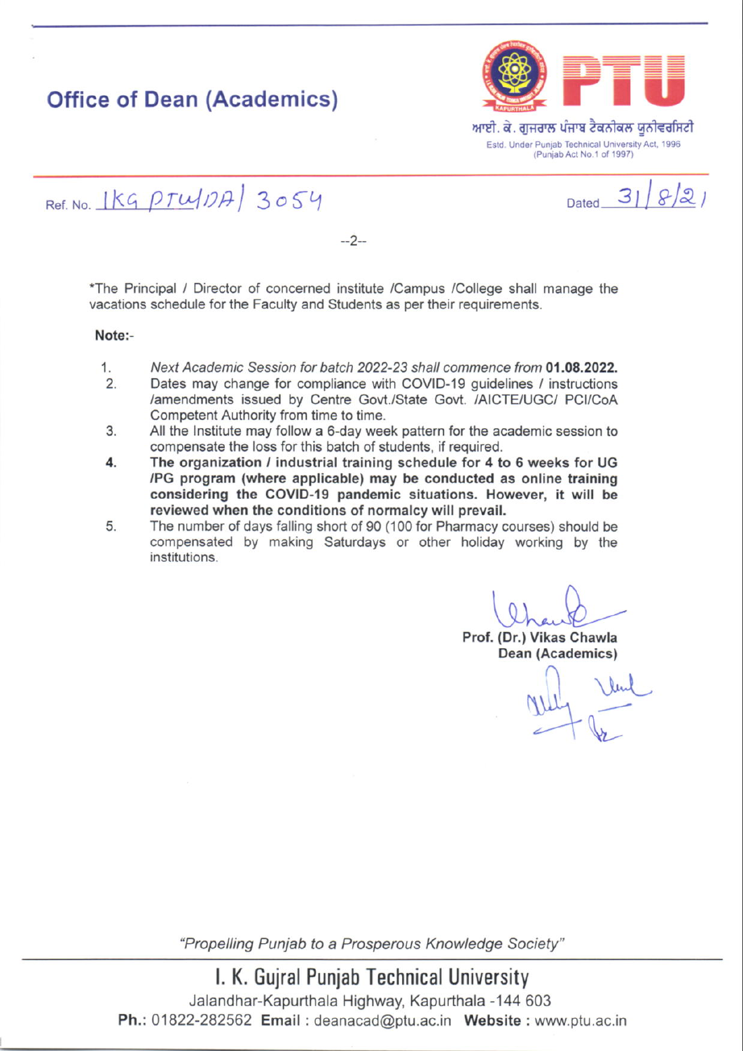## Office of Dean (Academics)

ਆਈ. ਕੇ. ਗੁਜਰਾਲ ਪੰਜਾਬ ਟੈਕਨੀਕਲ ਯੂਨੀਵਰਸਿਟੀ
Estd. Under Punjab Technical University Act, 1996 (Punjab Act No.1 of 1997)

Ref. No. IKG PTU/DA/ 3054 Dated 31/8/21

*The Principal / Director of concerned institute /Campus /College shall manage the vacations schedule for the Faculty and Students as per their requirements.

**Note:-**

1. *Next Academic Session for batch 2022-23 shall commence from* ***01.08.2022.***
2. Dates may change for compliance with COVID-19 guidelines / instructions /amendments issued by Centre Govt./State Govt. /AICTE/UGC/ PCI/CoA Competent Authority from time to time.
3. All the Institute may follow a 6-day week pattern for the academic session to compensate the loss for this batch of students, if required.
4. **The organization / industrial training schedule for 4 to 6 weeks for UG /PG program (where applicable) may be conducted as online training considering the COVID-19 pandemic situations. However, it will be reviewed when the conditions of normalcy will prevail.**
5. The number of days falling short of 90 (100 for Pharmacy courses) should be compensated by making Saturdays or other holiday working by the institutions.

**Prof. (Dr.) Vikas Chawla**
**Dean (Academics)**

*"Propelling Punjab to a Prosperous Knowledge Society"*

**I. K. Gujral Punjab Technical University**
Jalandhar-Kapurthala Highway, Kapurthala -144 603
**Ph.:** 01822-282562 **Email :** deanacad@ptu.ac.in **Website :** www.ptu.ac.in